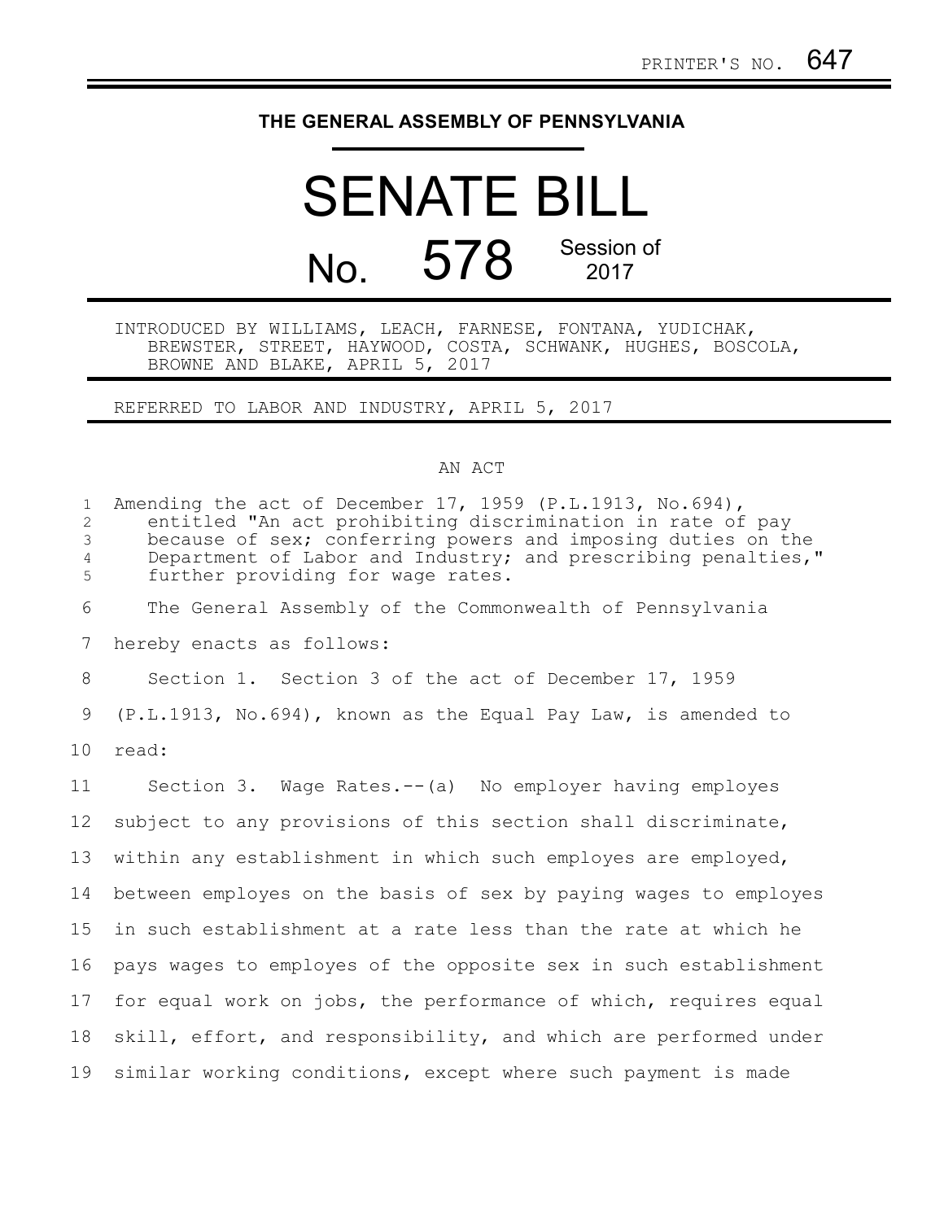PRINTER'S NO. 647

# THE GENERAL ASSEMBLY OF PENNSYLVANIA

# SENATE BILL

## No. 578 Session of 2017

INTRODUCED BY WILLIAMS, LEACH, FARNESE, FONTANA, YUDICHAK, BREWSTER, STREET, HAYWOOD, COSTA, SCHWANK, HUGHES, BOSCOLA, BROWNE AND BLAKE, APRIL 5, 2017

REFERRED TO LABOR AND INDUSTRY, APRIL 5, 2017

AN ACT

Amending the act of December 17, 1959 (P.L.1913, No.694), entitled "An act prohibiting discrimination in rate of pay because of sex; conferring powers and imposing duties on the Department of Labor and Industry; and prescribing penalties," further providing for wage rates.

The General Assembly of the Commonwealth of Pennsylvania hereby enacts as follows:

Section 1. Section 3 of the act of December 17, 1959 (P.L.1913, No.694), known as the Equal Pay Law, is amended to read:

Section 3. Wage Rates.--(a) No employer having employes subject to any provisions of this section shall discriminate, within any establishment in which such employes are employed, between employes on the basis of sex by paying wages to employes in such establishment at a rate less than the rate at which he pays wages to employes of the opposite sex in such establishment for equal work on jobs, the performance of which, requires equal skill, effort, and responsibility, and which are performed under similar working conditions, except where such payment is made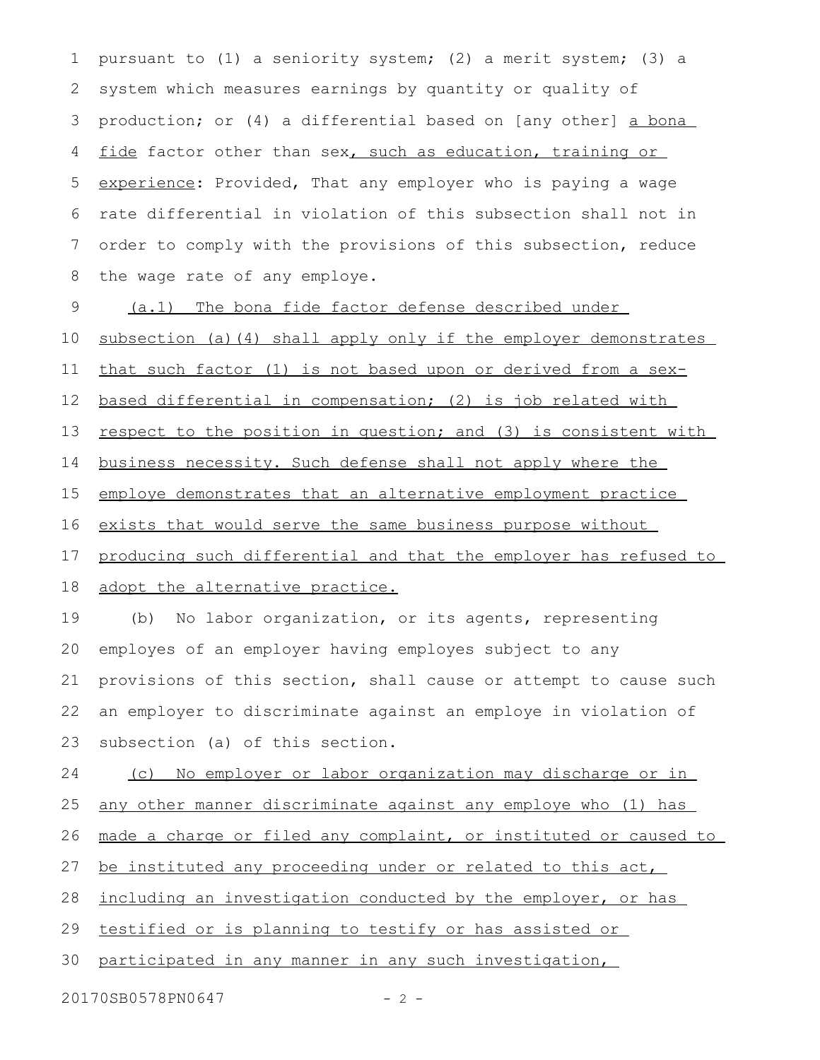pursuant to (1) a seniority system; (2) a merit system; (3) a system which measures earnings by quantity or quality of production; or (4) a differential based on [any other] <u>a bona fide</u> factor other than sex<u>, such as education, training or experience</u>: Provided, That any employer who is paying a wage rate differential in violation of this subsection shall not in order to comply with the provisions of this subsection, reduce the wage rate of any employe.

<u>(a.1) The bona fide factor defense described under subsection (a)(4) shall apply only if the employer demonstrates that such factor (1) is not based upon or derived from a sex-based differential in compensation; (2) is job related with respect to the position in question; and (3) is consistent with business necessity. Such defense shall not apply where the employe demonstrates that an alternative employment practice exists that would serve the same business purpose without producing such differential and that the employer has refused to adopt the alternative practice.</u>

(b) No labor organization, or its agents, representing employes of an employer having employes subject to any provisions of this section, shall cause or attempt to cause such an employer to discriminate against an employe in violation of subsection (a) of this section.

<u>(c) No employer or labor organization may discharge or in any other manner discriminate against any employe who (1) has made a charge or filed any complaint, or instituted or caused to be instituted any proceeding under or related to this act, including an investigation conducted by the employer, or has testified or is planning to testify or has assisted or participated in any manner in any such investigation,</u>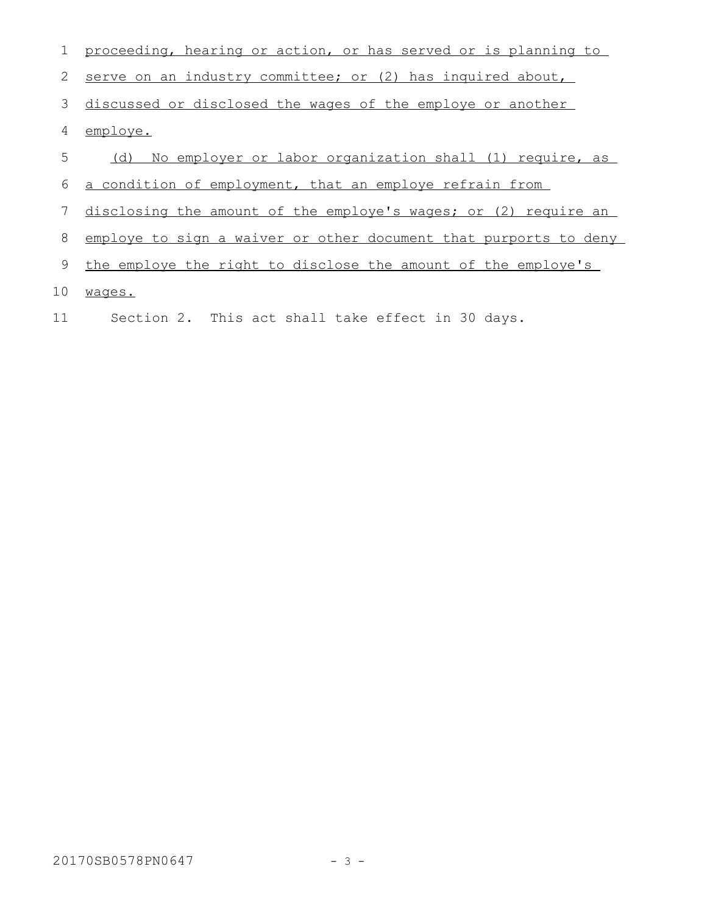proceeding, hearing or action, or has served or is planning to serve on an industry committee; or (2) has inquired about, discussed or disclosed the wages of the employe or another employe.

(d) No employer or labor organization shall (1) require, as a condition of employment, that an employe refrain from disclosing the amount of the employe's wages; or (2) require an employe to sign a waiver or other document that purports to deny the employe the right to disclose the amount of the employe's wages.

Section 2. This act shall take effect in 30 days.